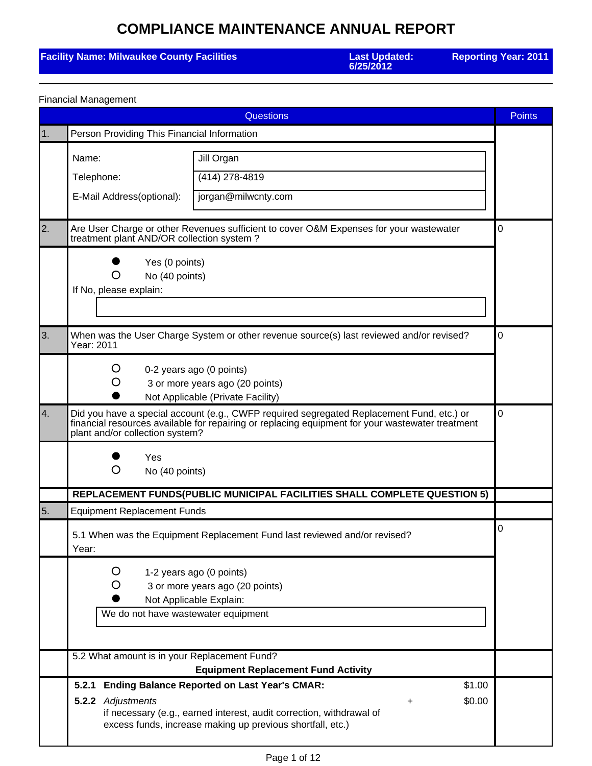# COMPLIANCE MAINTENANCE ANNUAL REPORT

**Facility Name: Milwaukee County Facilities** | **Last Updated: 6/25/2012** | **Reporting Year: 2011**

---

Financial Management

| | Questions | Points |
|---|---|---|
| 1. | Person Providing This Financial Information | |
| | Name: Jill Organ<br>Telephone: (414) 278-4819<br>E-Mail Address(optional): jorgan@milwcnty.com | |
| 2. | Are User Charge or other Revenues sufficient to cover O&M Expenses for your wastewater treatment plant AND/OR collection system ? | 0 |
| | ● Yes (0 points)<br>○ No (40 points)<br>If No, please explain: | |
| 3. | When was the User Charge System or other revenue source(s) last reviewed and/or revised? Year: 2011 | 0 |
| | ○ 0-2 years ago (0 points)<br>○ 3 or more years ago (20 points)<br>● Not Applicable (Private Facility) | |
| 4. | Did you have a special account (e.g., CWFP required segregated Replacement Fund, etc.) or financial resources available for repairing or replacing equipment for your wastewater treatment plant and/or collection system? | 0 |
| | ● Yes<br>○ No (40 points) | |
| | **REPLACEMENT FUNDS(PUBLIC MUNICIPAL FACILITIES SHALL COMPLETE QUESTION 5)** | |
| 5. | Equipment Replacement Funds | |
| | 5.1 When was the Equipment Replacement Fund last reviewed and/or revised?<br>Year: | 0 |
| | ○ 1-2 years ago (0 points)<br>○ 3 or more years ago (20 points)<br>● Not Applicable Explain:<br>We do not have wastewater equipment | |
| | 5.2 What amount is in your Replacement Fund?<br>**Equipment Replacement Fund Activity** | |
| | **5.2.1 Ending Balance Reported on Last Year's CMAR:** $1.00<br>**5.2.2** *Adjustments* + $0.00<br>if necessary (e.g., earned interest, audit correction, withdrawal of excess funds, increase making up previous shortfall, etc.) | |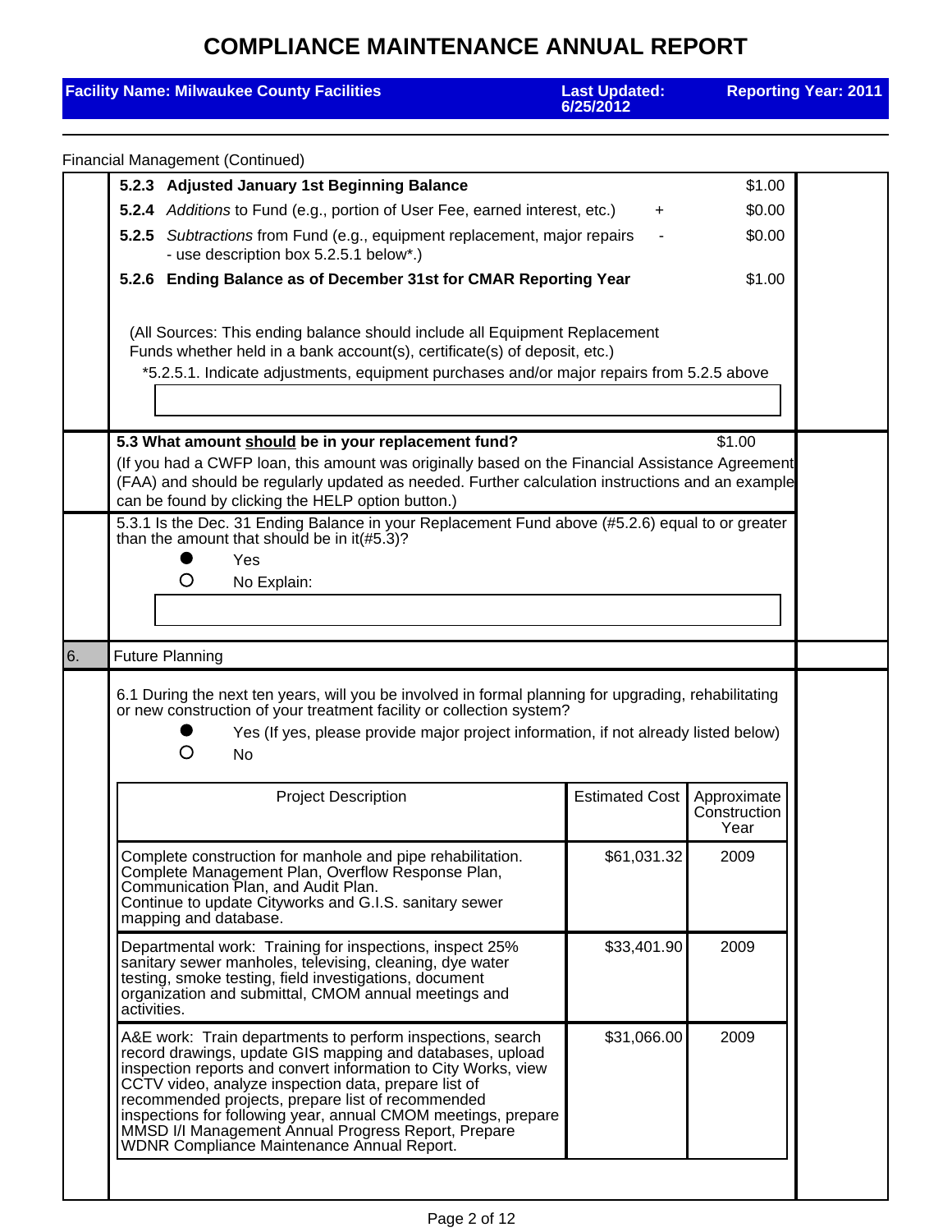# COMPLIANCE MAINTENANCE ANNUAL REPORT

**Facility Name: Milwaukee County Facilities** | **Last Updated: 6/25/2012** | **Reporting Year: 2011**

Financial Management (Continued)

**5.2.3 Adjusted January 1st Beginning Balance** $1.00

**5.2.4** *Additions* to Fund (e.g., portion of User Fee, earned interest, etc.) + $0.00

**5.2.5** *Subtractions* from Fund (e.g., equipment replacement, major repairs - use description box 5.2.5.1 below*.) - $0.00

**5.2.6 Ending Balance as of December 31st for CMAR Reporting Year** $1.00

(All Sources: This ending balance should include all Equipment Replacement Funds whether held in a bank account(s), certificate(s) of deposit, etc.)

*5.2.5.1. Indicate adjustments, equipment purchases and/or major repairs from 5.2.5 above

**5.3 What amount should be in your replacement fund?** $1.00

(If you had a CWFP loan, this amount was originally based on the Financial Assistance Agreement (FAA) and should be regularly updated as needed. Further calculation instructions and an example can be found by clicking the HELP option button.)

5.3.1 Is the Dec. 31 Ending Balance in your Replacement Fund above (#5.2.6) equal to or greater than the amount that should be in it(#5.3)?

- ● Yes
- ○ No Explain:

## 6. Future Planning

6.1 During the next ten years, will you be involved in formal planning for upgrading, rehabilitating or new construction of your treatment facility or collection system?

- ● Yes (If yes, please provide major project information, if not already listed below)
- ○ No

| Project Description | Estimated Cost | Approximate Construction Year |
|---|---|---|
| Complete construction for manhole and pipe rehabilitation. Complete Management Plan, Overflow Response Plan, Communication Plan, and Audit Plan. Continue to update Cityworks and G.I.S. sanitary sewer mapping and database. | $61,031.32 | 2009 |
| Departmental work: Training for inspections, inspect 25% sanitary sewer manholes, televising, cleaning, dye water testing, smoke testing, field investigations, document organization and submittal, CMOM annual meetings and activities. | $33,401.90 | 2009 |
| A&E work: Train departments to perform inspections, search record drawings, update GIS mapping and databases, upload inspection reports and convert information to City Works, view CCTV video, analyze inspection data, prepare list of recommended projects, prepare list of recommended inspections for following year, annual CMOM meetings, prepare MMSD I/I Management Annual Progress Report, Prepare WDNR Compliance Maintenance Annual Report. | $31,066.00 | 2009 |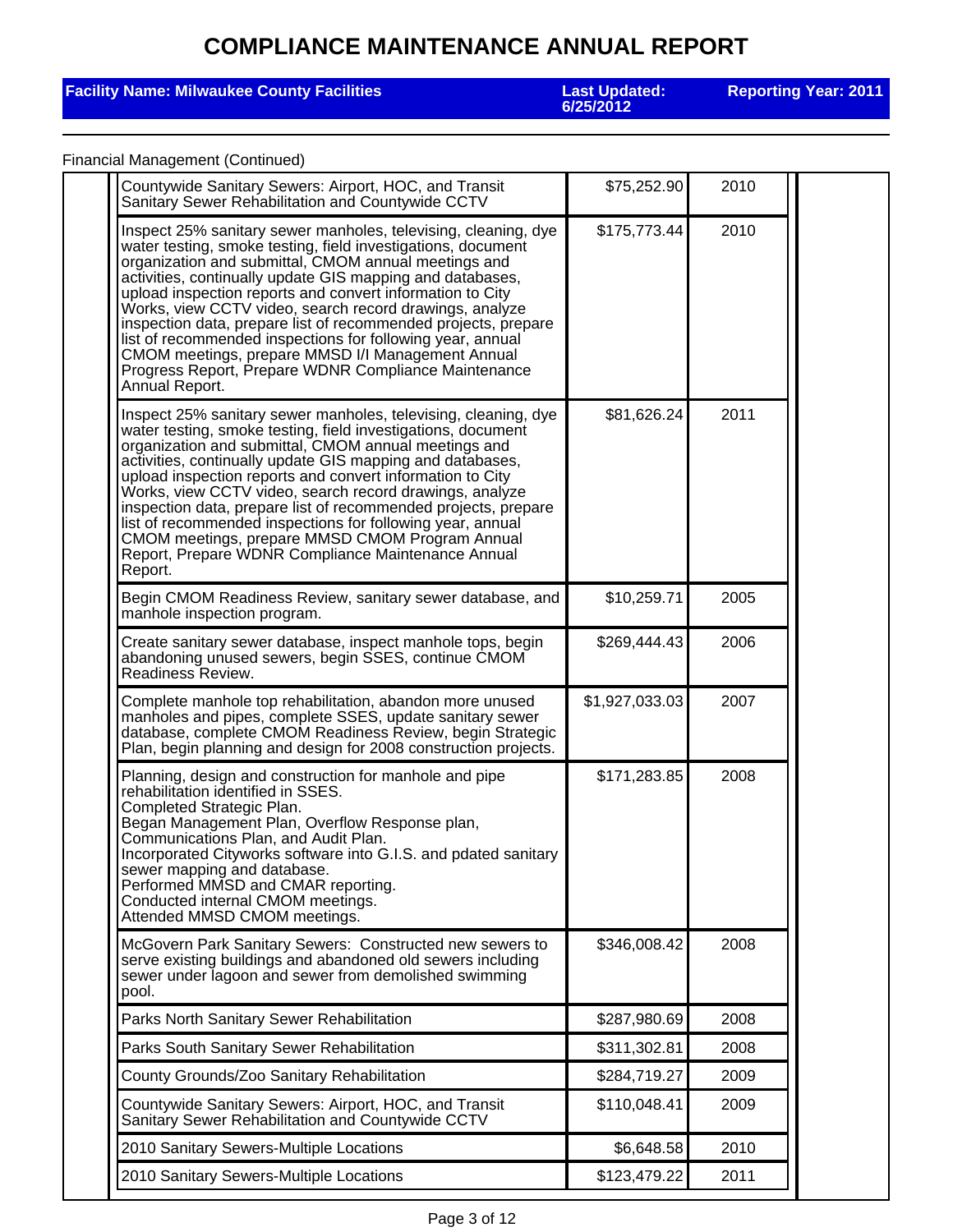# COMPLIANCE MAINTENANCE ANNUAL REPORT

**Facility Name: Milwaukee County Facilities** | **Last Updated: 6/25/2012** | **Reporting Year: 2011**

Financial Management (Continued)

| | Description | Amount | Year | |
|---|---|---|---|---|
| | Countywide Sanitary Sewers: Airport, HOC, and Transit Sanitary Sewer Rehabilitation and Countywide CCTV | $75,252.90 | 2010 | |
| | Inspect 25% sanitary sewer manholes, televising, cleaning, dye water testing, smoke testing, field investigations, document organization and submittal, CMOM annual meetings and activities, continually update GIS mapping and databases, upload inspection reports and convert information to City Works, view CCTV video, search record drawings, analyze inspection data, prepare list of recommended projects, prepare list of recommended inspections for following year, annual CMOM meetings, prepare MMSD I/I Management Annual Progress Report, Prepare WDNR Compliance Maintenance Annual Report. | $175,773.44 | 2010 | |
| | Inspect 25% sanitary sewer manholes, televising, cleaning, dye water testing, smoke testing, field investigations, document organization and submittal, CMOM annual meetings and activities, continually update GIS mapping and databases, upload inspection reports and convert information to City Works, view CCTV video, search record drawings, analyze inspection data, prepare list of recommended projects, prepare list of recommended inspections for following year, annual CMOM meetings, prepare MMSD CMOM Program Annual Report, Prepare WDNR Compliance Maintenance Annual Report. | $81,626.24 | 2011 | |
| | Begin CMOM Readiness Review, sanitary sewer database, and manhole inspection program. | $10,259.71 | 2005 | |
| | Create sanitary sewer database, inspect manhole tops, begin abandoning unused sewers, begin SSES, continue CMOM Readiness Review. | $269,444.43 | 2006 | |
| | Complete manhole top rehabilitation, abandon more unused manholes and pipes, complete SSES, update sanitary sewer database, complete CMOM Readiness Review, begin Strategic Plan, begin planning and design for 2008 construction projects. | $1,927,033.03 | 2007 | |
| | Planning, design and construction for manhole and pipe rehabilitation identified in SSES.<br>Completed Strategic Plan.<br>Began Management Plan, Overflow Response plan, Communications Plan, and Audit Plan.<br>Incorporated Cityworks software into G.I.S. and pdated sanitary sewer mapping and database.<br>Performed MMSD and CMAR reporting.<br>Conducted internal CMOM meetings.<br>Attended MMSD CMOM meetings. | $171,283.85 | 2008 | |
| | McGovern Park Sanitary Sewers: Constructed new sewers to serve existing buildings and abandoned old sewers including sewer under lagoon and sewer from demolished swimming pool. | $346,008.42 | 2008 | |
| | Parks North Sanitary Sewer Rehabilitation | $287,980.69 | 2008 | |
| | Parks South Sanitary Sewer Rehabilitation | $311,302.81 | 2008 | |
| | County Grounds/Zoo Sanitary Rehabilitation | $284,719.27 | 2009 | |
| | Countywide Sanitary Sewers: Airport, HOC, and Transit Sanitary Sewer Rehabilitation and Countywide CCTV | $110,048.41 | 2009 | |
| | 2010 Sanitary Sewers-Multiple Locations | $6,648.58 | 2010 | |
| | 2010 Sanitary Sewers-Multiple Locations | $123,479.22 | 2011 | |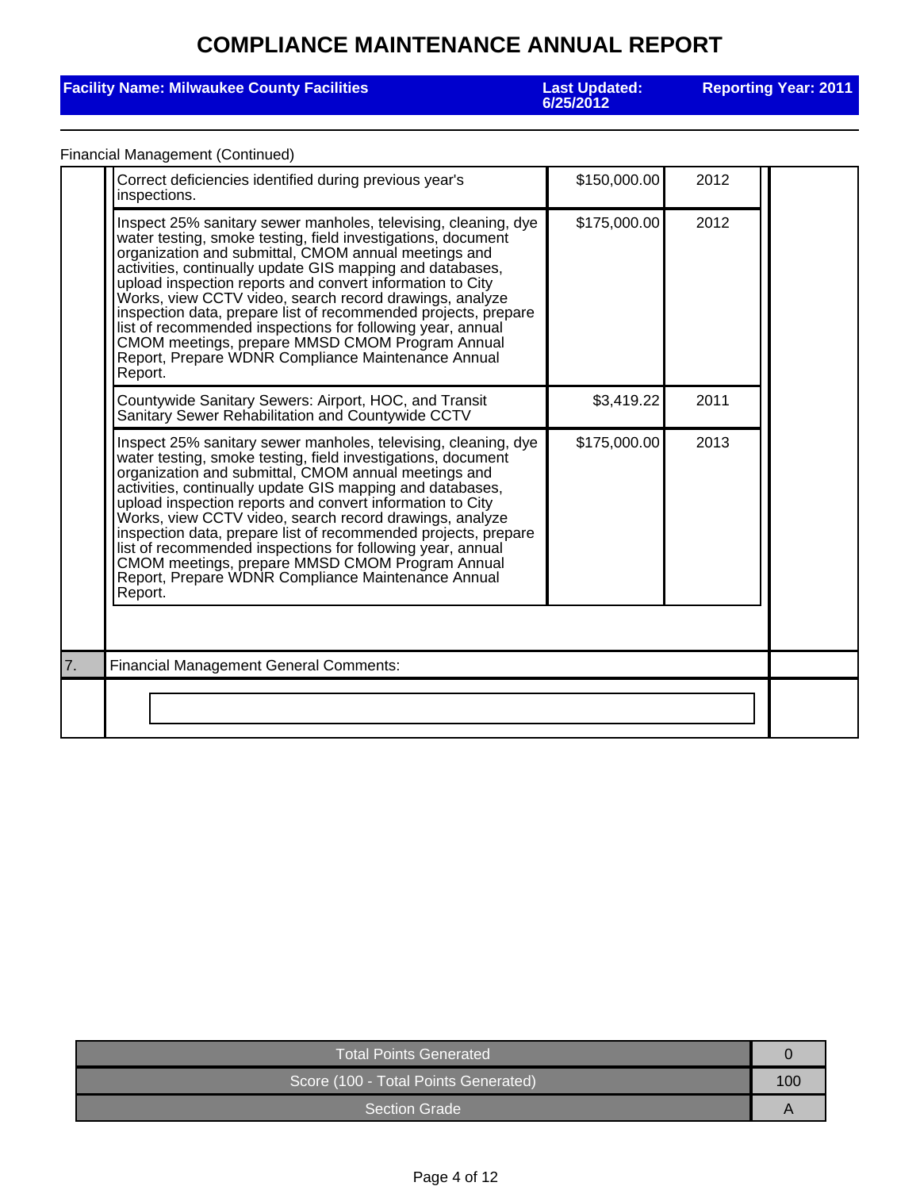# COMPLIANCE MAINTENANCE ANNUAL REPORT

**Facility Name: Milwaukee County Facilities** | **Last Updated: 6/25/2012** | **Reporting Year: 2011**

Financial Management (Continued)

| Description | Cost | Year |
|---|---|---|
| Correct deficiencies identified during previous year's inspections. | $150,000.00 | 2012 |
| Inspect 25% sanitary sewer manholes, televising, cleaning, dye water testing, smoke testing, field investigations, document organization and submittal, CMOM annual meetings and activities, continually update GIS mapping and databases, upload inspection reports and convert information to City Works, view CCTV video, search record drawings, analyze inspection data, prepare list of recommended projects, prepare list of recommended inspections for following year, annual CMOM meetings, prepare MMSD CMOM Program Annual Report, Prepare WDNR Compliance Maintenance Annual Report. | $175,000.00 | 2012 |
| Countywide Sanitary Sewers: Airport, HOC, and Transit Sanitary Sewer Rehabilitation and Countywide CCTV | $3,419.22 | 2011 |
| Inspect 25% sanitary sewer manholes, televising, cleaning, dye water testing, smoke testing, field investigations, document organization and submittal, CMOM annual meetings and activities, continually update GIS mapping and databases, upload inspection reports and convert information to City Works, view CCTV video, search record drawings, analyze inspection data, prepare list of recommended projects, prepare list of recommended inspections for following year, annual CMOM meetings, prepare MMSD CMOM Program Annual Report, Prepare WDNR Compliance Maintenance Annual Report. | $175,000.00 | 2013 |

7. Financial Management General Comments:

| | |
|---|---|
| Total Points Generated | 0 |
| Score (100 - Total Points Generated) | 100 |
| Section Grade | A |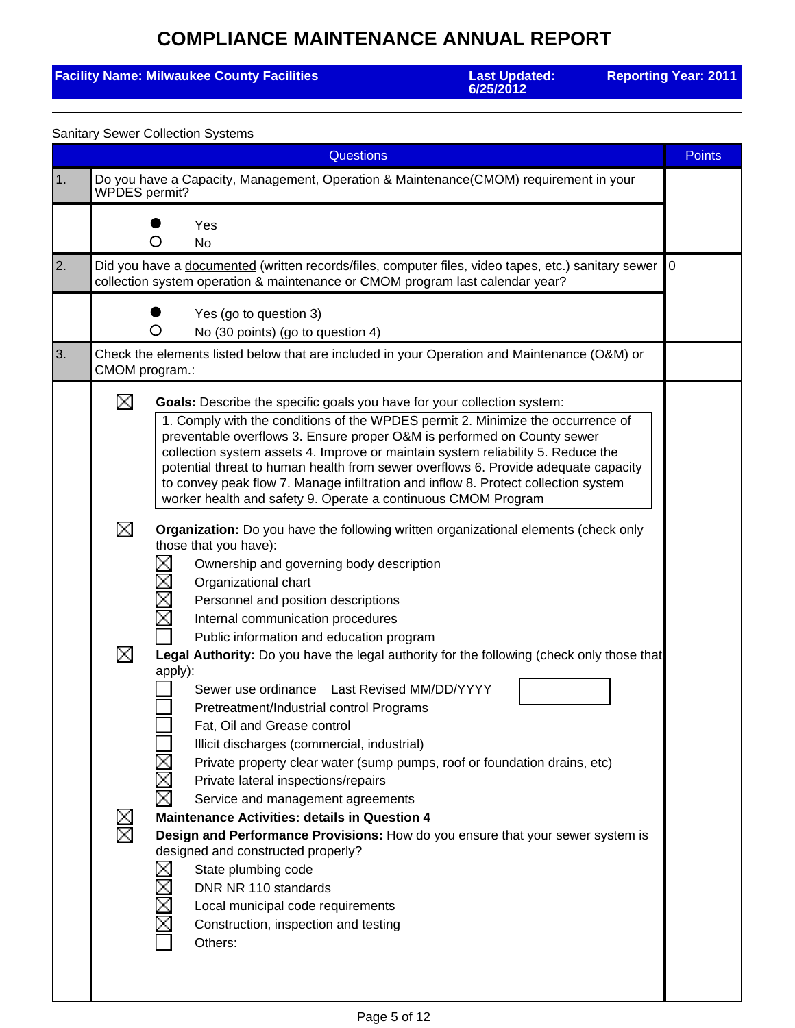# COMPLIANCE MAINTENANCE ANNUAL REPORT

**Facility Name: Milwaukee County Facilities** | **Last Updated: 6/25/2012** | **Reporting Year: 2011**

Sanitary Sewer Collection Systems

| | Questions | Points |
|---|---|---|
| 1. | Do you have a Capacity, Management, Operation & Maintenance(CMOM) requirement in your WPDES permit? | |
| | ● Yes<br>○ No | |
| 2. | Did you have a <u>documented</u> (written records/files, computer files, video tapes, etc.) sanitary sewer collection system operation & maintenance or CMOM program last calendar year? | 0 |
| | ● Yes (go to question 3)<br>○ No (30 points) (go to question 4) | |
| 3. | Check the elements listed below that are included in your Operation and Maintenance (O&M) or CMOM program.: | |

☒ **Goals:** Describe the specific goals you have for your collection system:

> 1. Comply with the conditions of the WPDES permit 2. Minimize the occurrence of preventable overflows 3. Ensure proper O&M is performed on County sewer collection system assets 4. Improve or maintain system reliability 5. Reduce the potential threat to human health from sewer overflows 6. Provide adequate capacity to convey peak flow 7. Manage infiltration and inflow 8. Protect collection system worker health and safety 9. Operate a continuous CMOM Program

☒ **Organization:** Do you have the following written organizational elements (check only those that you have):

- ☒ Ownership and governing body description
- ☒ Organizational chart
- ☒ Personnel and position descriptions
- ☒ Internal communication procedures
- ☐ Public information and education program

☒ **Legal Authority:** Do you have the legal authority for the following (check only those that apply):

- ☐ Sewer use ordinance Last Revised MM/DD/YYYY [ ]
- ☐ Pretreatment/Industrial control Programs
- ☐ Fat, Oil and Grease control
- ☐ Illicit discharges (commercial, industrial)
- ☒ Private property clear water (sump pumps, roof or foundation drains, etc)
- ☒ Private lateral inspections/repairs
- ☒ Service and management agreements

☒ **Maintenance Activities: details in Question 4**

☒ **Design and Performance Provisions:** How do you ensure that your sewer system is designed and constructed properly?

- ☒ State plumbing code
- ☒ DNR NR 110 standards
- ☒ Local municipal code requirements
- ☒ Construction, inspection and testing
- ☐ Others: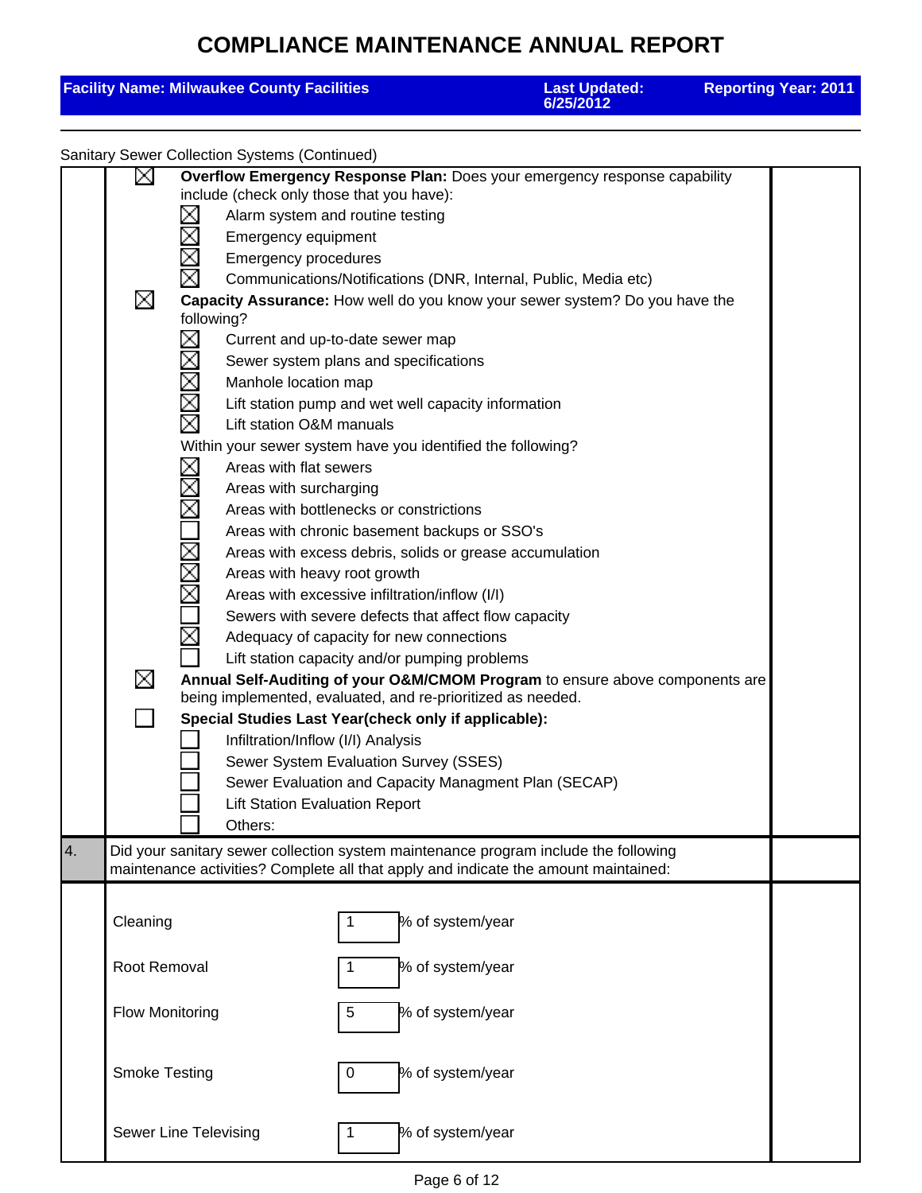# COMPLIANCE MAINTENANCE ANNUAL REPORT

**Facility Name: Milwaukee County Facilities** | **Last Updated: 6/25/2012** | **Reporting Year: 2011**

Sanitary Sewer Collection Systems (Continued)

- [x] **Overflow Emergency Response Plan:** Does your emergency response capability include (check only those that you have):
  - [x] Alarm system and routine testing
  - [x] Emergency equipment
  - [x] Emergency procedures
  - [x] Communications/Notifications (DNR, Internal, Public, Media etc)
- [x] **Capacity Assurance:** How well do you know your sewer system? Do you have the following?
  - [x] Current and up-to-date sewer map
  - [x] Sewer system plans and specifications
  - [x] Manhole location map
  - [x] Lift station pump and wet well capacity information
  - [x] Lift station O&M manuals

  Within your sewer system have you identified the following?
  - [x] Areas with flat sewers
  - [x] Areas with surcharging
  - [x] Areas with bottlenecks or constrictions
  - [ ] Areas with chronic basement backups or SSO's
  - [x] Areas with excess debris, solids or grease accumulation
  - [x] Areas with heavy root growth
  - [x] Areas with excessive infiltration/inflow (I/I)
  - [ ] Sewers with severe defects that affect flow capacity
  - [x] Adequacy of capacity for new connections
  - [ ] Lift station capacity and/or pumping problems
- [x] **Annual Self-Auditing of your O&M/CMOM Program** to ensure above components are being implemented, evaluated, and re-prioritized as needed.
- [ ] **Special Studies Last Year(check only if applicable):**
  - [ ] Infiltration/Inflow (I/I) Analysis
  - [ ] Sewer System Evaluation Survey (SSES)
  - [ ] Sewer Evaluation and Capacity Managment Plan (SECAP)
  - [ ] Lift Station Evaluation Report
  - [ ] Others:

**4.** Did your sanitary sewer collection system maintenance program include the following maintenance activities? Complete all that apply and indicate the amount maintained:

| Activity | Amount | Unit |
|---|---|---|
| Cleaning | 1 | % of system/year |
| Root Removal | 1 | % of system/year |
| Flow Monitoring | 5 | % of system/year |
| Smoke Testing | 0 | % of system/year |
| Sewer Line Televising | 1 | % of system/year |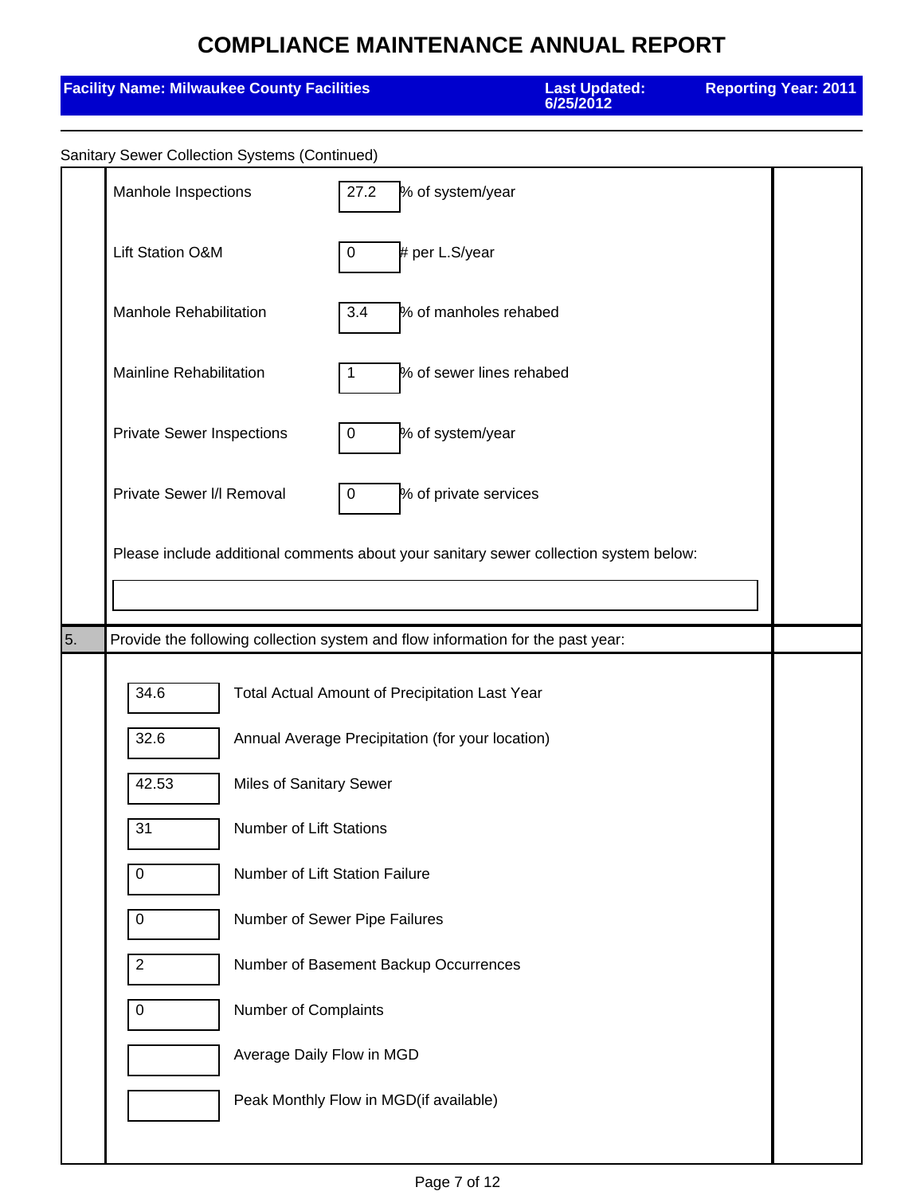# COMPLIANCE MAINTENANCE ANNUAL REPORT

**Facility Name: Milwaukee County Facilities** | **Last Updated: 6/25/2012** | **Reporting Year: 2011**

Sanitary Sewer Collection Systems (Continued)

| Item | Value | Unit |
|---|---|---|
| Manhole Inspections | 27.2 | % of system/year |
| Lift Station O&M | 0 | # per L.S/year |
| Manhole Rehabilitation | 3.4 | % of manholes rehabed |
| Mainline Rehabilitation | 1 | % of sewer lines rehabed |
| Private Sewer Inspections | 0 | % of system/year |
| Private Sewer I/I Removal | 0 | % of private services |

Please include additional comments about your sanitary sewer collection system below:

5. Provide the following collection system and flow information for the past year:

| Value | Item |
|---|---|
| 34.6 | Total Actual Amount of Precipitation Last Year |
| 32.6 | Annual Average Precipitation (for your location) |
| 42.53 | Miles of Sanitary Sewer |
| 31 | Number of Lift Stations |
| 0 | Number of Lift Station Failure |
| 0 | Number of Sewer Pipe Failures |
| 2 | Number of Basement Backup Occurrences |
| 0 | Number of Complaints |
| | Average Daily Flow in MGD |
| | Peak Monthly Flow in MGD(if available) |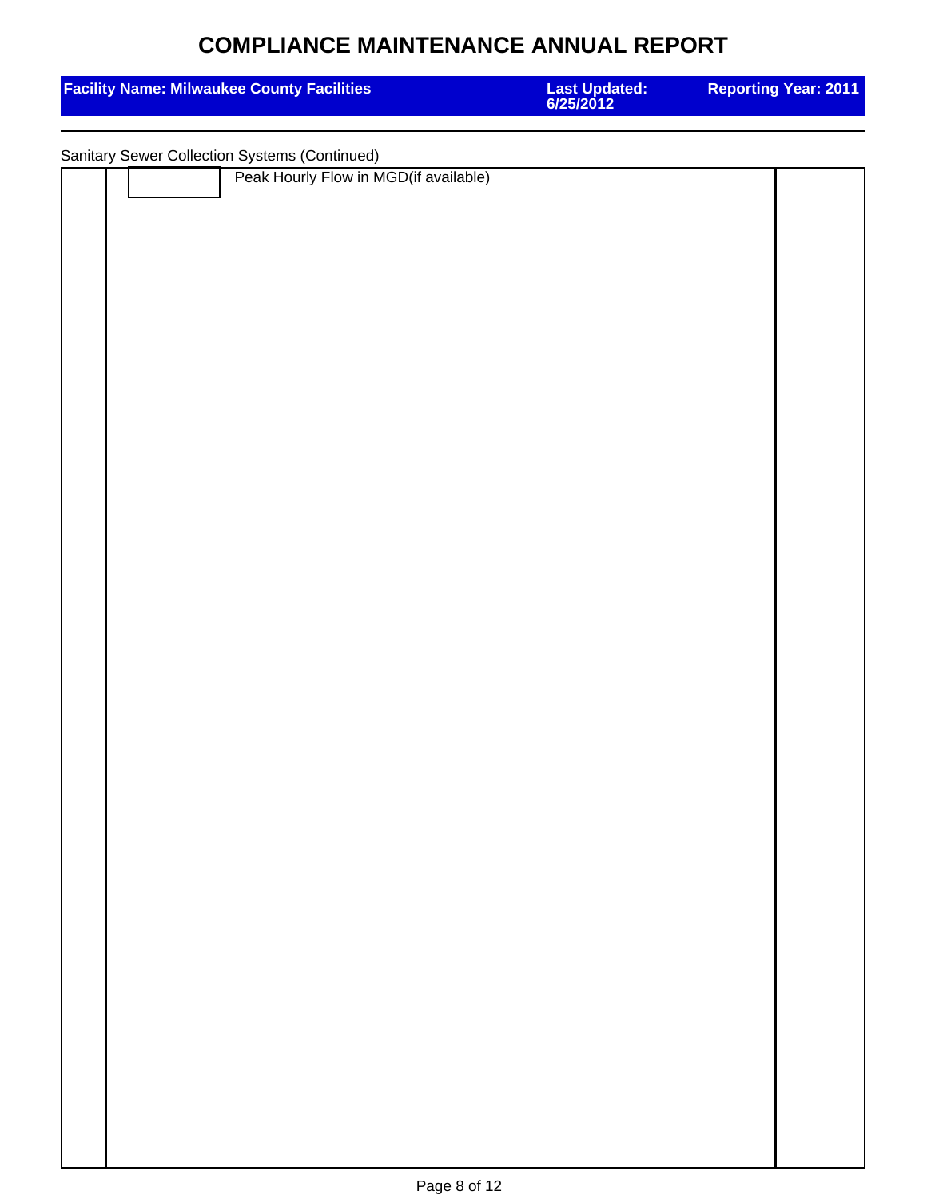# COMPLIANCE MAINTENANCE ANNUAL REPORT

| Facility Name: Milwaukee County Facilities | Last Updated: 6/25/2012 | Reporting Year: 2011 |
| --- | --- | --- |

Sanitary Sewer Collection Systems (Continued)

| | | | |
| --- | --- | --- | --- |
| | | Peak Hourly Flow in MGD(if available) | |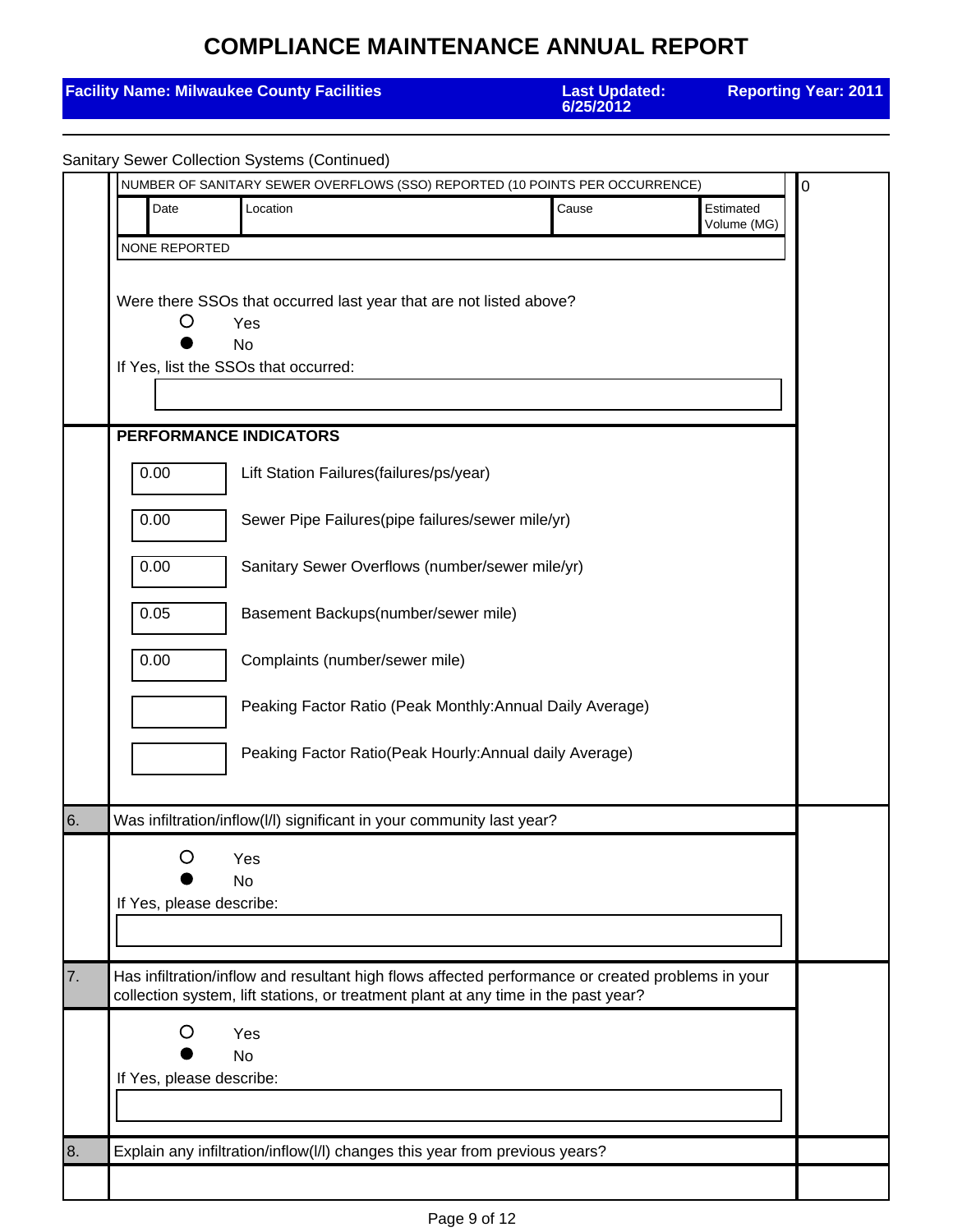# COMPLIANCE MAINTENANCE ANNUAL REPORT

**Facility Name: Milwaukee County Facilities** | **Last Updated: 6/25/2012** | **Reporting Year: 2011**

Sanitary Sewer Collection Systems (Continued)

NUMBER OF SANITARY SEWER OVERFLOWS (SSO) REPORTED (10 POINTS PER OCCURRENCE) — 0

| | Date | Location | Cause | Estimated Volume (MG) |
|---|---|---|---|---|
| NONE REPORTED | | | | |

Were there SSOs that occurred last year that are not listed above?

- ○ Yes
- ● No

If Yes, list the SSOs that occurred:

**PERFORMANCE INDICATORS**

| Value | Indicator |
|---|---|
| 0.00 | Lift Station Failures(failures/ps/year) |
| 0.00 | Sewer Pipe Failures(pipe failures/sewer mile/yr) |
| 0.00 | Sanitary Sewer Overflows (number/sewer mile/yr) |
| 0.05 | Basement Backups(number/sewer mile) |
| 0.00 | Complaints (number/sewer mile) |
| | Peaking Factor Ratio (Peak Monthly:Annual Daily Average) |
| | Peaking Factor Ratio(Peak Hourly:Annual daily Average) |

6. Was infiltration/inflow(I/I) significant in your community last year?

- ○ Yes
- ● No

If Yes, please describe:

7. Has infiltration/inflow and resultant high flows affected performance or created problems in your collection system, lift stations, or treatment plant at any time in the past year?

- ○ Yes
- ● No

If Yes, please describe:

8. Explain any infiltration/inflow(I/I) changes this year from previous years?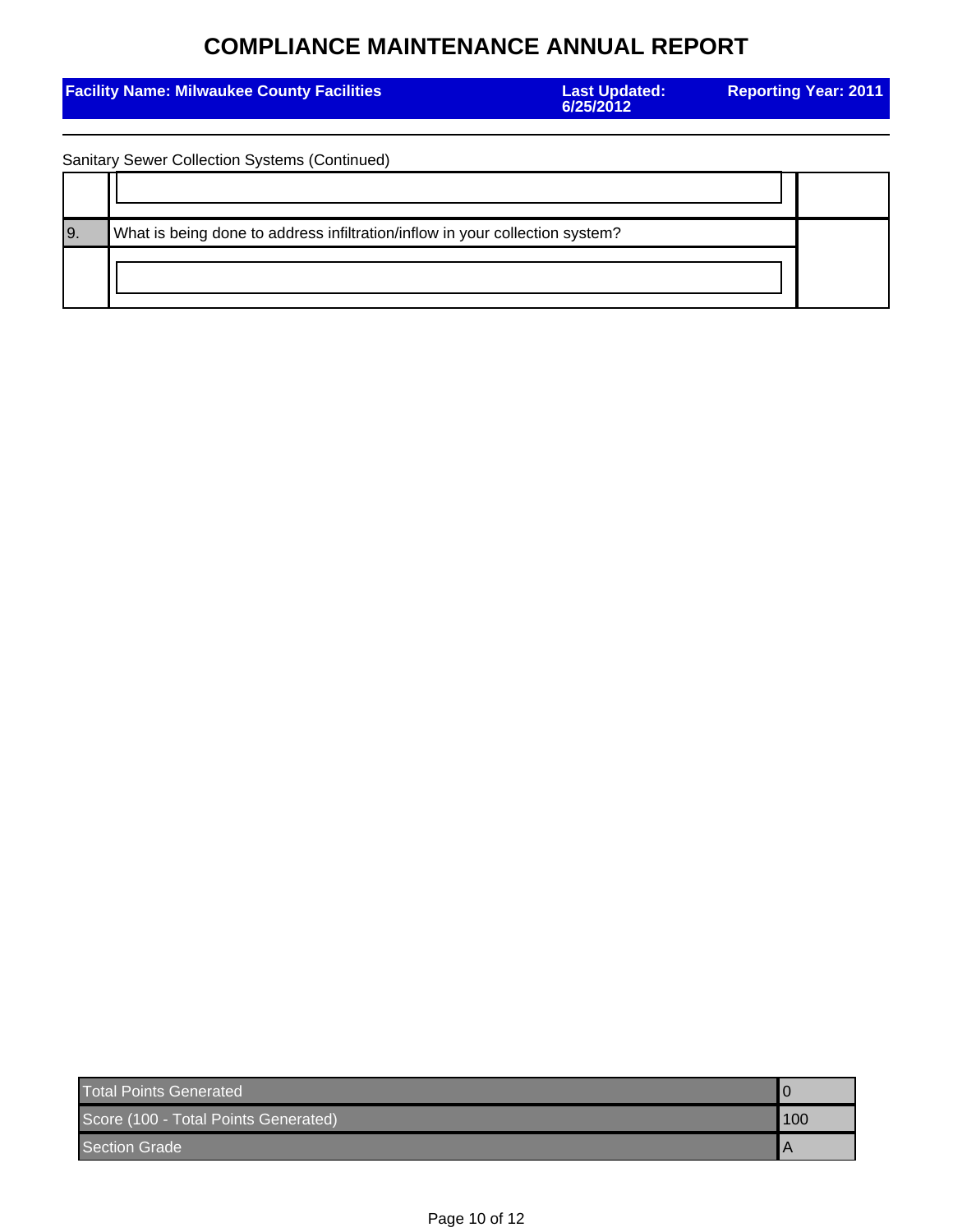# COMPLIANCE MAINTENANCE ANNUAL REPORT

| Facility Name: Milwaukee County Facilities | Last Updated: 6/25/2012 | Reporting Year: 2011 |
|---|---|---|

Sanitary Sewer Collection Systems (Continued)

| | | |
|---|---|---|
| | | |
| 9. | What is being done to address infiltration/inflow in your collection system? | |
| | | |

| | |
|---|---|
| Total Points Generated | 0 |
| Score (100 - Total Points Generated) | 100 |
| Section Grade | A |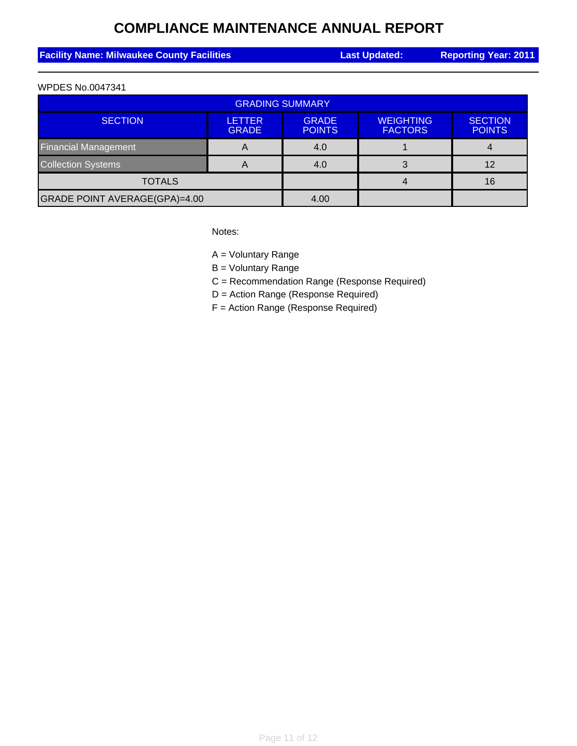# COMPLIANCE MAINTENANCE ANNUAL REPORT

**Facility Name: Milwaukee County Facilities** | **Last Updated:** | **Reporting Year: 2011**

WPDES No.0047341

| GRADING SUMMARY | | | | |
|---|---|---|---|---|
| SECTION | LETTER GRADE | GRADE POINTS | WEIGHTING FACTORS | SECTION POINTS |
| Financial Management | A | 4.0 | 1 | 4 |
| Collection Systems | A | 4.0 | 3 | 12 |
| TOTALS | | | 4 | 16 |
| GRADE POINT AVERAGE(GPA)=4.00 | | 4.00 | | |

Notes:

A = Voluntary Range
B = Voluntary Range
C = Recommendation Range (Response Required)
D = Action Range (Response Required)
F = Action Range (Response Required)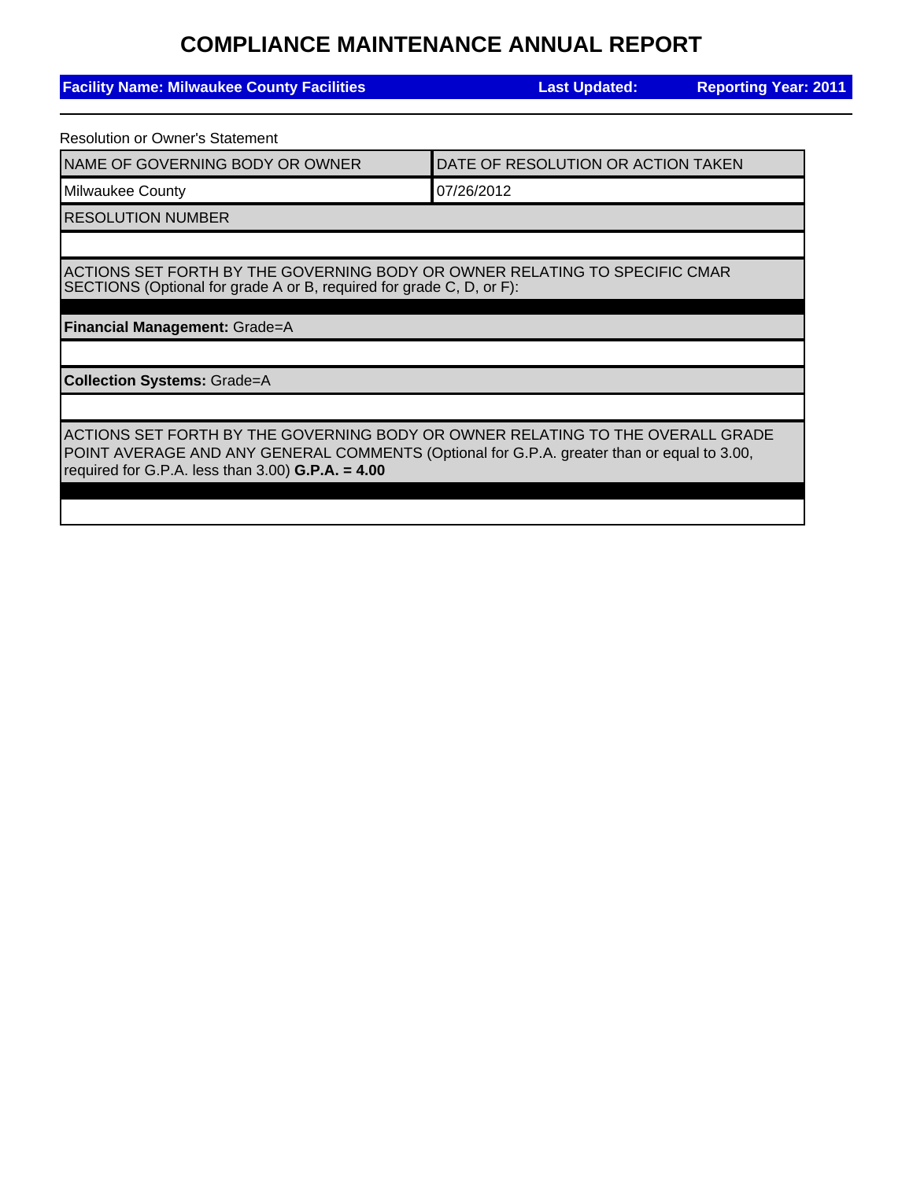# COMPLIANCE MAINTENANCE ANNUAL REPORT

**Facility Name: Milwaukee County Facilities** | **Last Updated:** | **Reporting Year: 2011**

Resolution or Owner's Statement

| NAME OF GOVERNING BODY OR OWNER | DATE OF RESOLUTION OR ACTION TAKEN |
|---|---|
| Milwaukee County | 07/26/2012 |

RESOLUTION NUMBER

ACTIONS SET FORTH BY THE GOVERNING BODY OR OWNER RELATING TO SPECIFIC CMAR SECTIONS (Optional for grade A or B, required for grade C, D, or F):

**Financial Management:** Grade=A

**Collection Systems:** Grade=A

ACTIONS SET FORTH BY THE GOVERNING BODY OR OWNER RELATING TO THE OVERALL GRADE POINT AVERAGE AND ANY GENERAL COMMENTS (Optional for G.P.A. greater than or equal to 3.00, required for G.P.A. less than 3.00) **G.P.A. = 4.00**